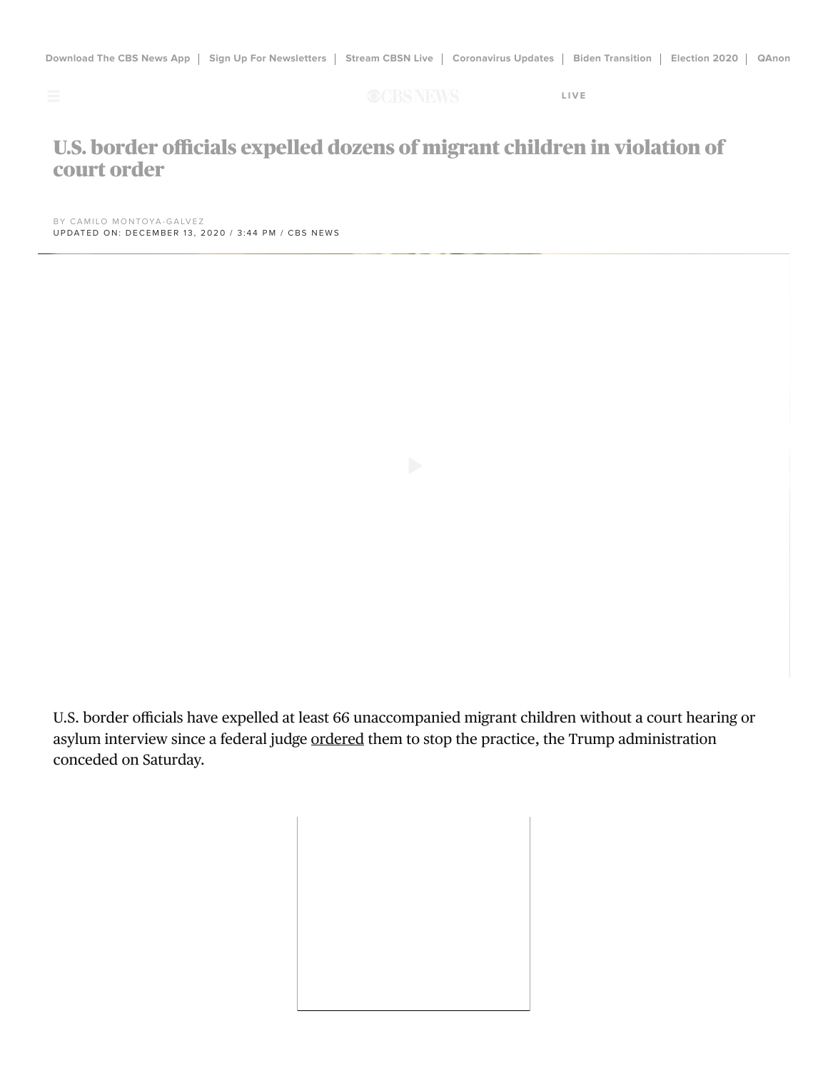# U.S. border officials expelled dozens of migrant children in violation of court order

BY CAMILO MONTOYA-GALVEZ
UPDATED ON: DECEMBER 13, 2020 / 3:44 PM / CBS NEWS

U.S. border officials have expelled at least 66 unaccompanied migrant children without a court hearing or asylum interview since a federal judge ordered them to stop the practice, the Trump administration conceded on Saturday.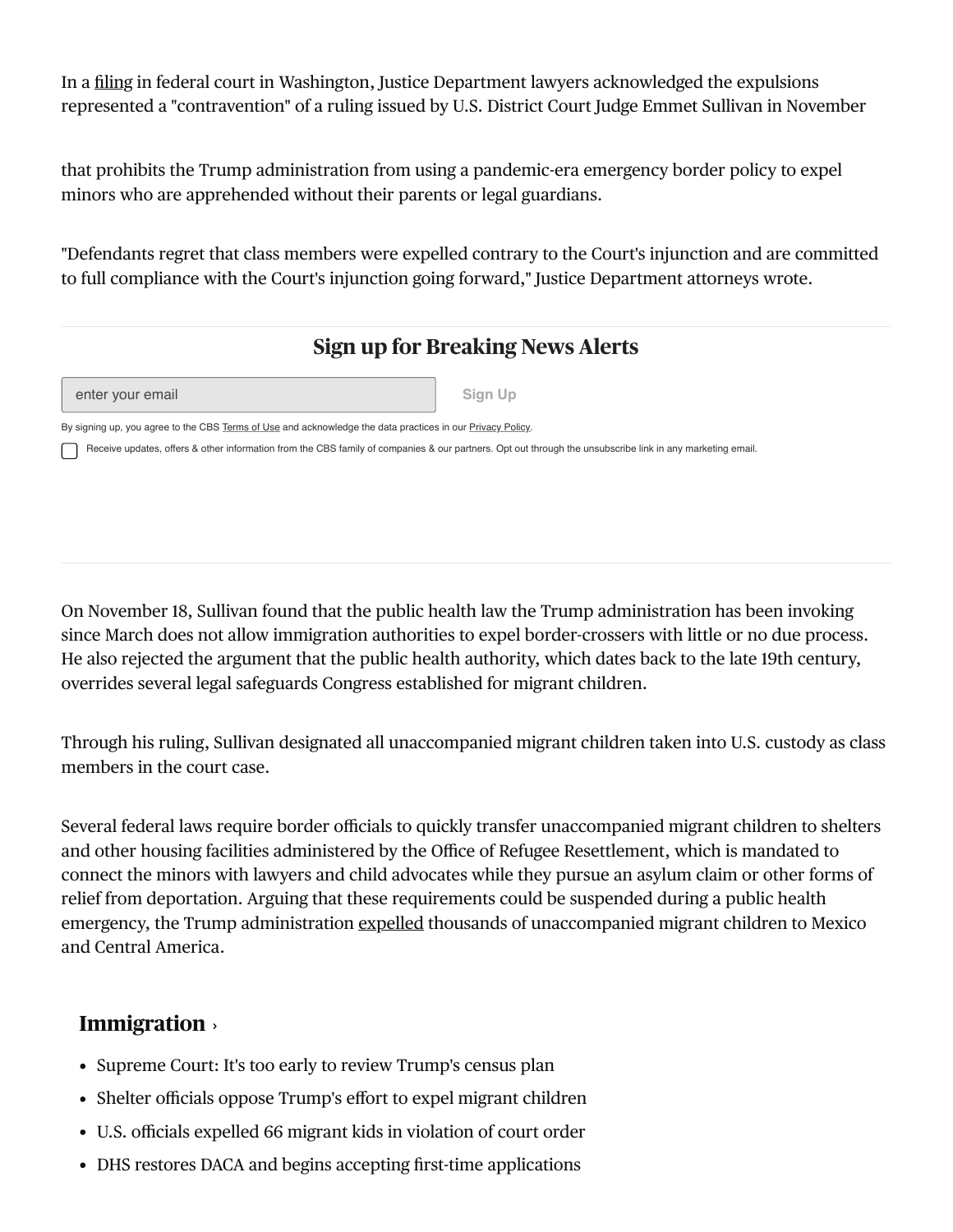In a filing in federal court in Washington, Justice Department lawyers acknowledged the expulsions represented a "contravention" of a ruling issued by U.S. District Court Judge Emmet Sullivan in November that prohibits the Trump administration from using a pandemic-era emergency border policy to expel minors who are apprehended without their parents or legal guardians.

"Defendants regret that class members were expelled contrary to the Court's injunction and are committed to full compliance with the Court's injunction going forward," Justice Department attorneys wrote.

## Sign up for Breaking News Alerts

enter your email

Sign Up

By signing up, you agree to the CBS Terms of Use and acknowledge the data practices in our Privacy Policy.

Receive updates, offers & other information from the CBS family of companies & our partners. Opt out through the unsubscribe link in any marketing email.

On November 18, Sullivan found that the public health law the Trump administration has been invoking since March does not allow immigration authorities to expel border-crossers with little or no due process. He also rejected the argument that the public health authority, which dates back to the late 19th century, overrides several legal safeguards Congress established for migrant children.

Through his ruling, Sullivan designated all unaccompanied migrant children taken into U.S. custody as class members in the court case.

Several federal laws require border officials to quickly transfer unaccompanied migrant children to shelters and other housing facilities administered by the Office of Refugee Resettlement, which is mandated to connect the minors with lawyers and child advocates while they pursue an asylum claim or other forms of relief from deportation. Arguing that these requirements could be suspended during a public health emergency, the Trump administration expelled thousands of unaccompanied migrant children to Mexico and Central America.

## Immigration ›

- Supreme Court: It's too early to review Trump's census plan
- Shelter officials oppose Trump's effort to expel migrant children
- U.S. officials expelled 66 migrant kids in violation of court order
- DHS restores DACA and begins accepting first-time applications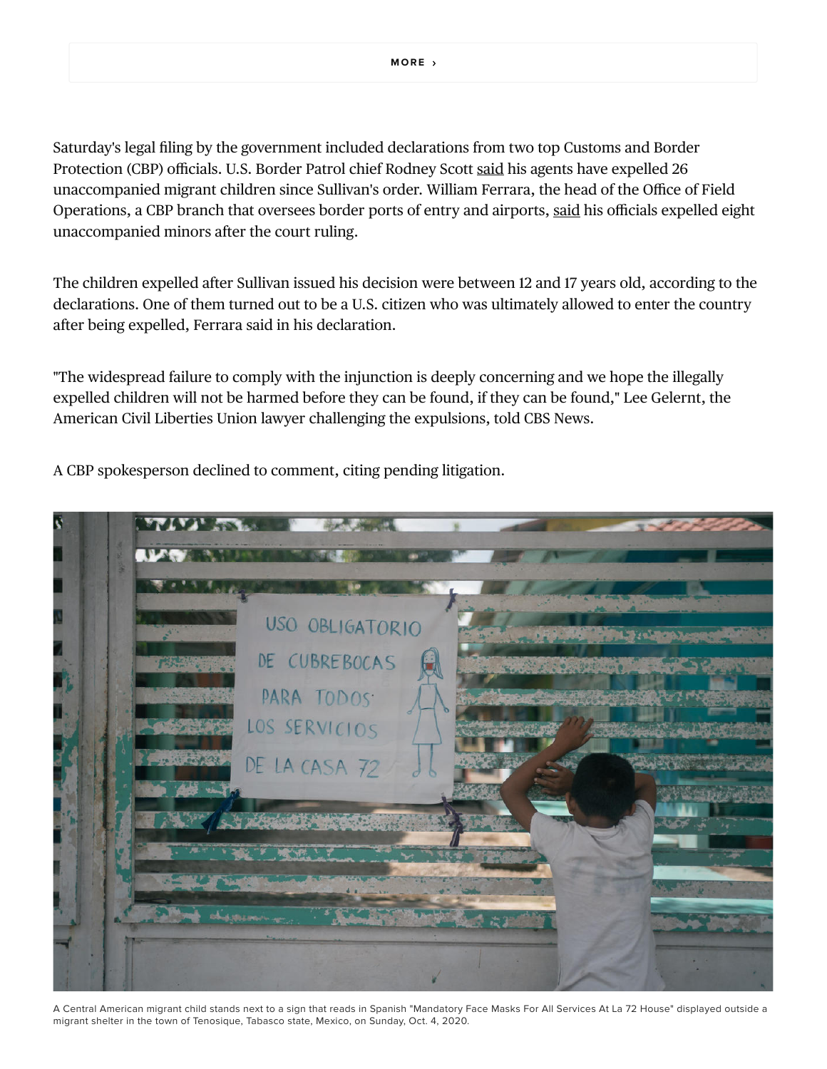MORE ›

Saturday's legal filing by the government included declarations from two top Customs and Border Protection (CBP) officials. U.S. Border Patrol chief Rodney Scott said his agents have expelled 26 unaccompanied migrant children since Sullivan's order. William Ferrara, the head of the Office of Field Operations, a CBP branch that oversees border ports of entry and airports, said his officials expelled eight unaccompanied minors after the court ruling.

The children expelled after Sullivan issued his decision were between 12 and 17 years old, according to the declarations. One of them turned out to be a U.S. citizen who was ultimately allowed to enter the country after being expelled, Ferrara said in his declaration.

"The widespread failure to comply with the injunction is deeply concerning and we hope the illegally expelled children will not be harmed before they can be found, if they can be found," Lee Gelernt, the American Civil Liberties Union lawyer challenging the expulsions, told CBS News.

A CBP spokesperson declined to comment, citing pending litigation.

A Central American migrant child stands next to a sign that reads in Spanish "Mandatory Face Masks For All Services At La 72 House" displayed outside a migrant shelter in the town of Tenosique, Tabasco state, Mexico, on Sunday, Oct. 4, 2020.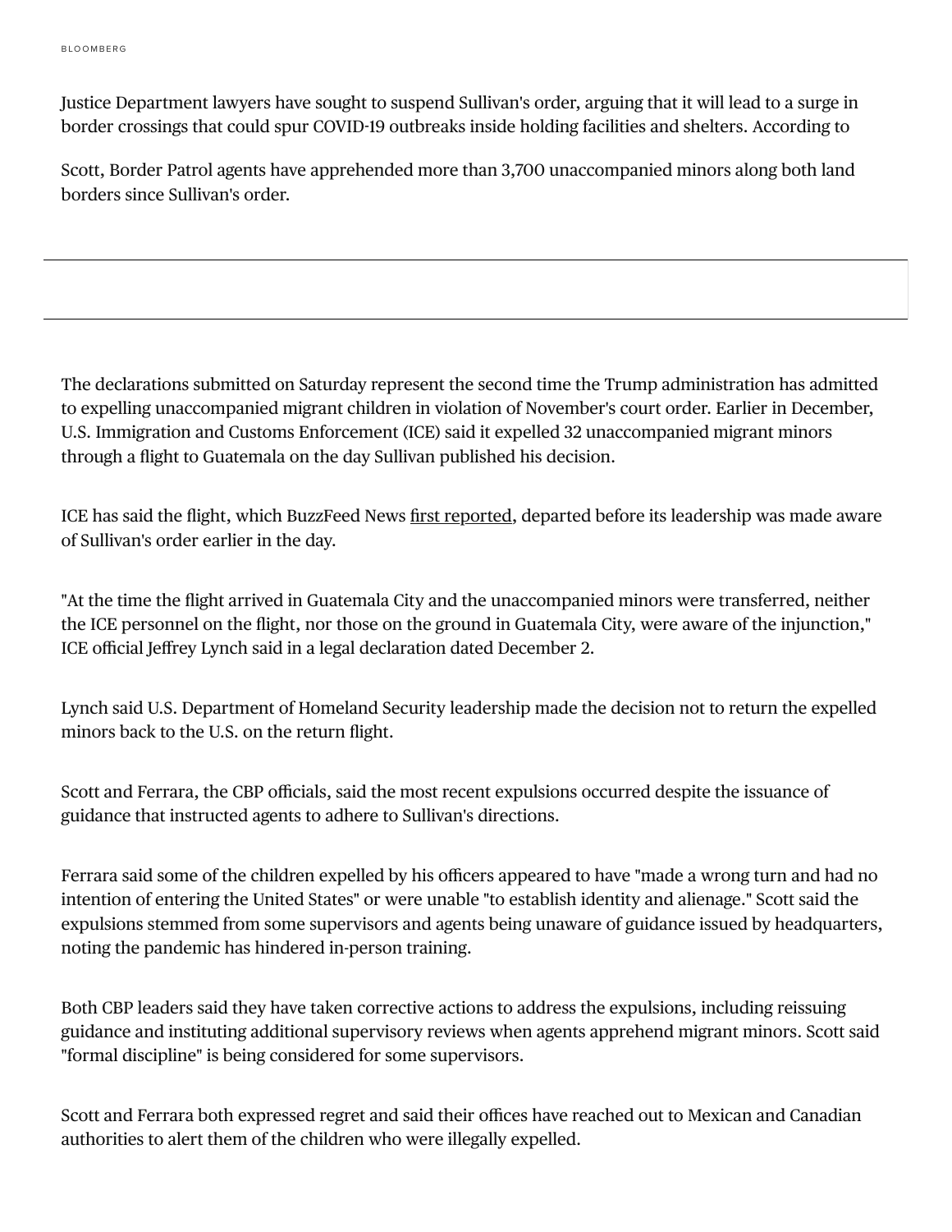Justice Department lawyers have sought to suspend Sullivan's order, arguing that it will lead to a surge in border crossings that could spur COVID-19 outbreaks inside holding facilities and shelters. According to Scott, Border Patrol agents have apprehended more than 3,700 unaccompanied minors along both land borders since Sullivan's order.

The declarations submitted on Saturday represent the second time the Trump administration has admitted to expelling unaccompanied migrant children in violation of November's court order. Earlier in December, U.S. Immigration and Customs Enforcement (ICE) said it expelled 32 unaccompanied migrant minors through a flight to Guatemala on the day Sullivan published his decision.

ICE has said the flight, which BuzzFeed News first reported, departed before its leadership was made aware of Sullivan's order earlier in the day.

"At the time the flight arrived in Guatemala City and the unaccompanied minors were transferred, neither the ICE personnel on the flight, nor those on the ground in Guatemala City, were aware of the injunction," ICE official Jeffrey Lynch said in a legal declaration dated December 2.

Lynch said U.S. Department of Homeland Security leadership made the decision not to return the expelled minors back to the U.S. on the return flight.

Scott and Ferrara, the CBP officials, said the most recent expulsions occurred despite the issuance of guidance that instructed agents to adhere to Sullivan's directions.

Ferrara said some of the children expelled by his officers appeared to have "made a wrong turn and had no intention of entering the United States" or were unable "to establish identity and alienage." Scott said the expulsions stemmed from some supervisors and agents being unaware of guidance issued by headquarters, noting the pandemic has hindered in-person training.

Both CBP leaders said they have taken corrective actions to address the expulsions, including reissuing guidance and instituting additional supervisory reviews when agents apprehend migrant minors. Scott said "formal discipline" is being considered for some supervisors.

Scott and Ferrara both expressed regret and said their offices have reached out to Mexican and Canadian authorities to alert them of the children who were illegally expelled.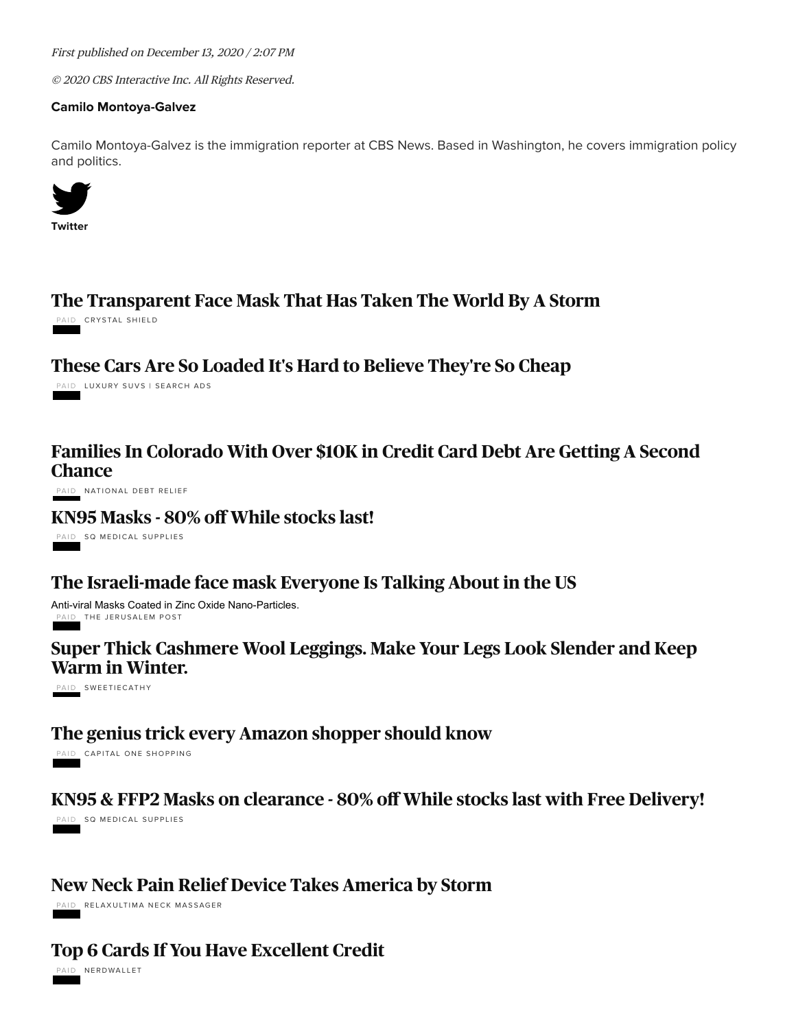*First published on December 13, 2020 / 2:07 PM*

*© 2020 CBS Interactive Inc. All Rights Reserved.*

**Camilo Montoya-Galvez**

Camilo Montoya-Galvez is the immigration reporter at CBS News. Based in Washington, he covers immigration policy and politics.

**Twitter**

## The Transparent Face Mask That Has Taken The World By A Storm

PAID CRYSTAL SHIELD

## These Cars Are So Loaded It's Hard to Believe They're So Cheap

PAID LUXURY SUVS | SEARCH ADS

## Families In Colorado With Over $10K in Credit Card Debt Are Getting A Second Chance

PAID NATIONAL DEBT RELIEF

## KN95 Masks - 80% off While stocks last!

PAID SQ MEDICAL SUPPLIES

## The Israeli-made face mask Everyone Is Talking About in the US

Anti-viral Masks Coated in Zinc Oxide Nano-Particles.

PAID THE JERUSALEM POST

## Super Thick Cashmere Wool Leggings. Make Your Legs Look Slender and Keep Warm in Winter.

PAID SWEETIECATHY

## The genius trick every Amazon shopper should know

PAID CAPITAL ONE SHOPPING

## KN95 & FFP2 Masks on clearance - 80% off While stocks last with Free Delivery!

PAID SQ MEDICAL SUPPLIES

## New Neck Pain Relief Device Takes America by Storm

PAID RELAXULTIMA NECK MASSAGER

## Top 6 Cards If You Have Excellent Credit

PAID NERDWALLET